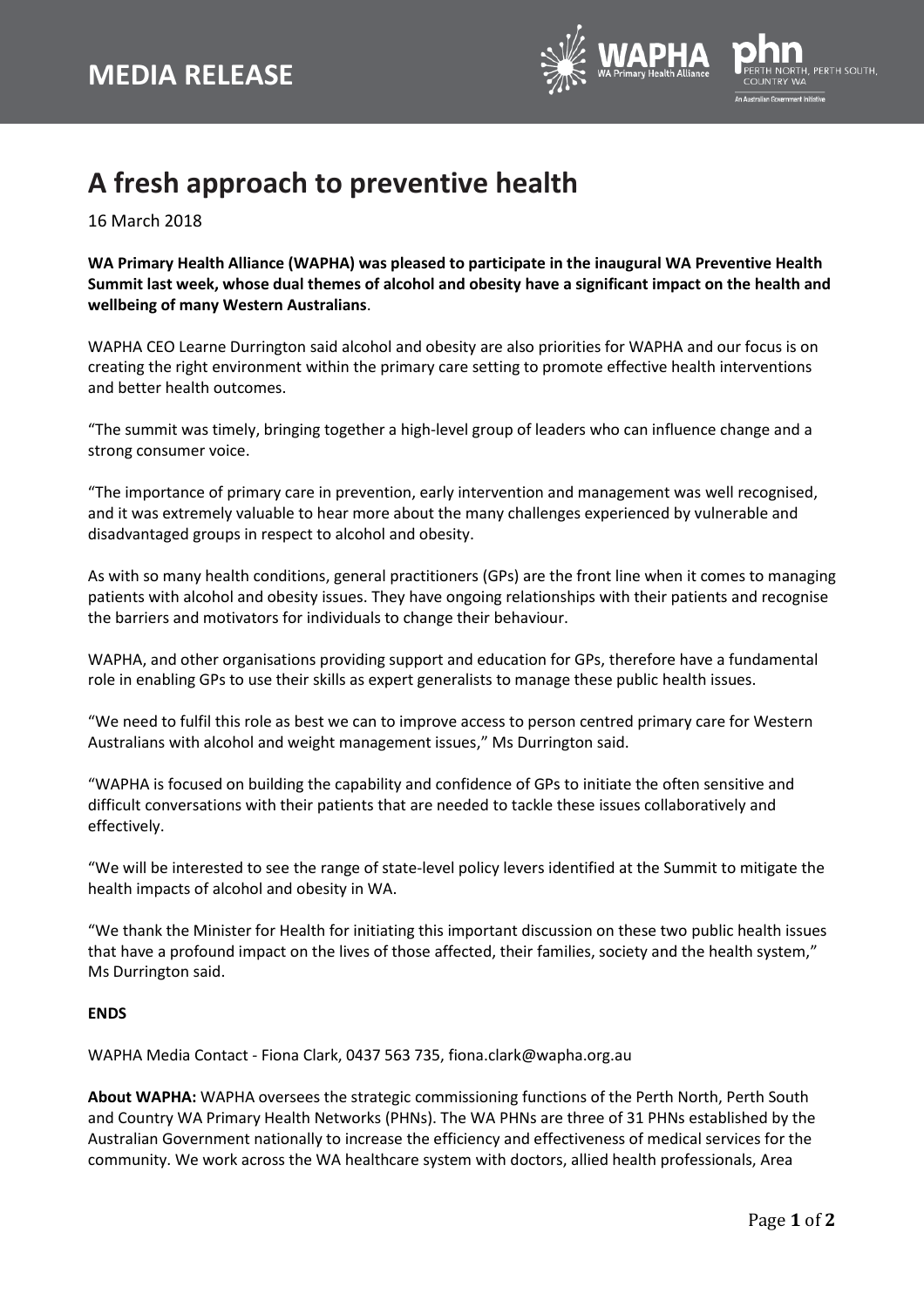# MEDIA RELEASE

# A fresh approach to preventive health

16 March 2018

**WA Primary Health Alliance (WAPHA) was pleased to participate in the inaugural WA Preventive Health Summit last week, whose dual themes of alcohol and obesity have a significant impact on the health and wellbeing of many Western Australians**.

WAPHA CEO Learne Durrington said alcohol and obesity are also priorities for WAPHA and our focus is on creating the right environment within the primary care setting to promote effective health interventions and better health outcomes.

"The summit was timely, bringing together a high-level group of leaders who can influence change and a strong consumer voice.

"The importance of primary care in prevention, early intervention and management was well recognised, and it was extremely valuable to hear more about the many challenges experienced by vulnerable and disadvantaged groups in respect to alcohol and obesity.

As with so many health conditions, general practitioners (GPs) are the front line when it comes to managing patients with alcohol and obesity issues. They have ongoing relationships with their patients and recognise the barriers and motivators for individuals to change their behaviour.

WAPHA, and other organisations providing support and education for GPs, therefore have a fundamental role in enabling GPs to use their skills as expert generalists to manage these public health issues.

"We need to fulfil this role as best we can to improve access to person centred primary care for Western Australians with alcohol and weight management issues," Ms Durrington said.

"WAPHA is focused on building the capability and confidence of GPs to initiate the often sensitive and difficult conversations with their patients that are needed to tackle these issues collaboratively and effectively.

"We will be interested to see the range of state-level policy levers identified at the Summit to mitigate the health impacts of alcohol and obesity in WA.

"We thank the Minister for Health for initiating this important discussion on these two public health issues that have a profound impact on the lives of those affected, their families, society and the health system," Ms Durrington said.

**ENDS**

WAPHA Media Contact - Fiona Clark, 0437 563 735, fiona.clark@wapha.org.au

**About WAPHA:** WAPHA oversees the strategic commissioning functions of the Perth North, Perth South and Country WA Primary Health Networks (PHNs). The WA PHNs are three of 31 PHNs established by the Australian Government nationally to increase the efficiency and effectiveness of medical services for the community. We work across the WA healthcare system with doctors, allied health professionals, Area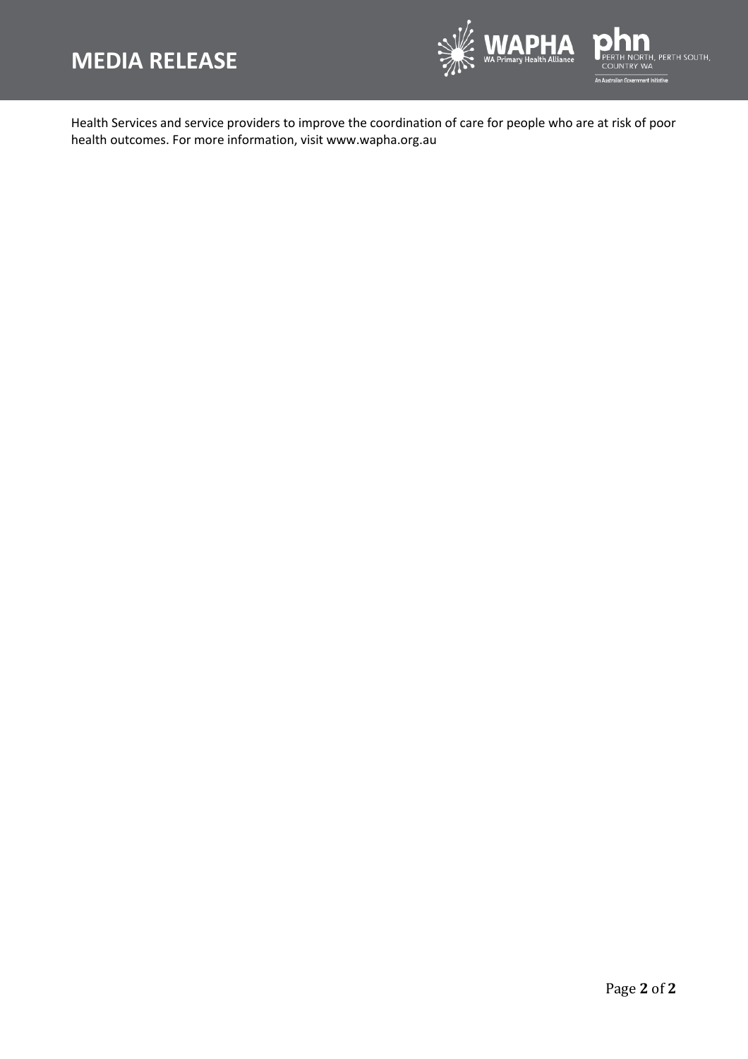Health Services and service providers to improve the coordination of care for people who are at risk of poor health outcomes. For more information, visit www.wapha.org.au